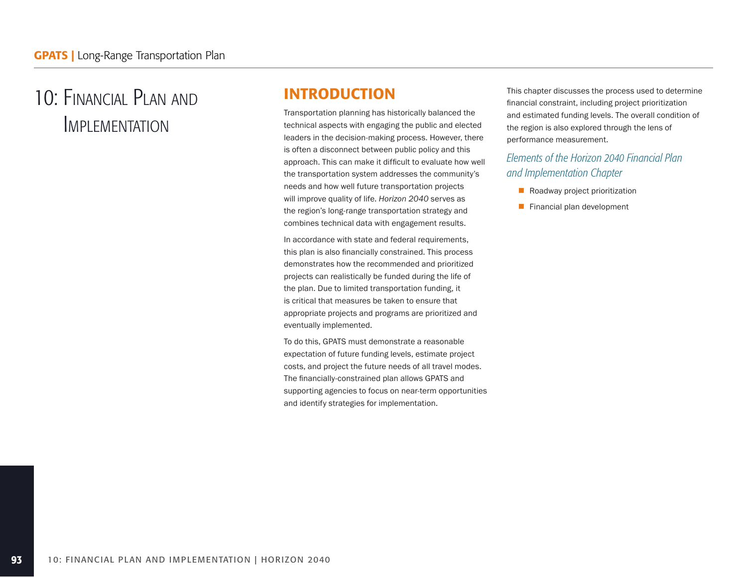# 10: Financial Plan and Implementation

## INTRODUCTION

Transportation planning has historically balanced the technical aspects with engaging the public and elected leaders in the decision-making process. However, there is often a disconnect between public policy and this approach. This can make it difficult to evaluate how well the transportation system addresses the community's needs and how well future transportation projects will improve quality of life. *Horizon 2040* serves as the region's long-range transportation strategy and combines technical data with engagement results.

In accordance with state and federal requirements, this plan is also financially constrained. This process demonstrates how the recommended and prioritized projects can realistically be funded during the life of the plan. Due to limited transportation funding, it is critical that measures be taken to ensure that appropriate projects and programs are prioritized and eventually implemented.

To do this, GPATS must demonstrate a reasonable expectation of future funding levels, estimate project costs, and project the future needs of all travel modes. The financially-constrained plan allows GPATS and supporting agencies to focus on near-term opportunities and identify strategies for implementation.

This chapter discusses the process used to determine financial constraint, including project prioritization and estimated funding levels. The overall condition of the region is also explored through the lens of performance measurement.

### *Elements of the Horizon 2040 Financial Plan and Implementation Chapter*

- Roadway project prioritization
- Financial plan development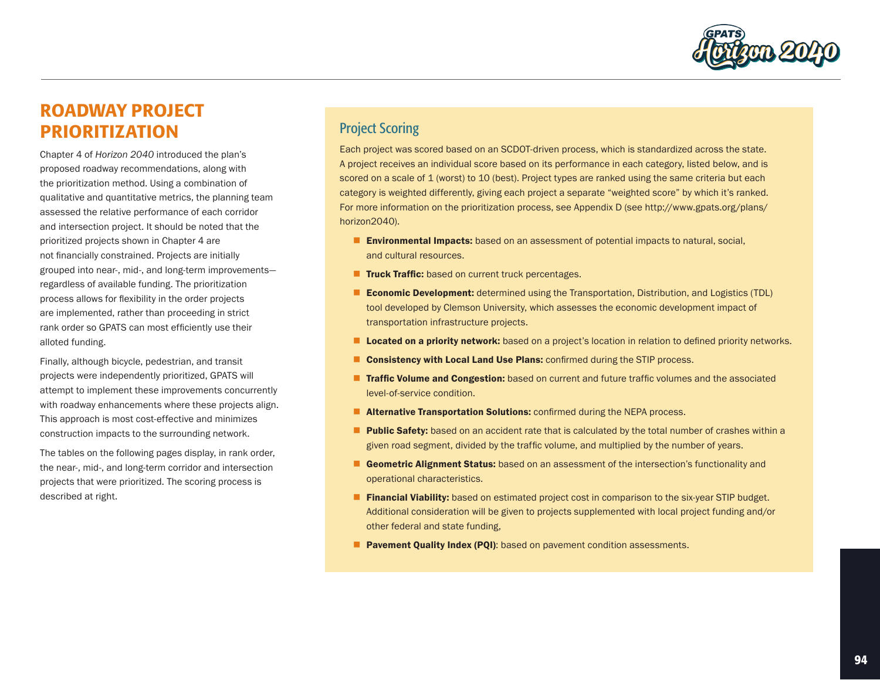# ROADWAY PROJECT PRIORITIZATION

Chapter 4 of *Horizon 2040* introduced the plan's proposed roadway recommendations, along with the prioritization method. Using a combination of qualitative and quantitative metrics, the planning team assessed the relative performance of each corridor and intersection project. It should be noted that the prioritized projects shown in Chapter 4 are not financially constrained. Projects are initially grouped into near-, mid-, and long-term improvements—regardless of available funding. The prioritization process allows for flexibility in the order projects are implemented, rather than proceeding in strict rank order so GPATS can most efficiently use their alloted funding.

Finally, although bicycle, pedestrian, and transit projects were independently prioritized, GPATS will attempt to implement these improvements concurrently with roadway enhancements where these projects align. This approach is most cost-effective and minimizes construction impacts to the surrounding network.

The tables on the following pages display, in rank order, the near-, mid-, and long-term corridor and intersection projects that were prioritized. The scoring process is described at right.

## Project Scoring

Each project was scored based on an SCDOT-driven process, which is standardized across the state. A project receives an individual score based on its performance in each category, listed below, and is scored on a scale of 1 (worst) to 10 (best). Project types are ranked using the same criteria but each category is weighted differently, giving each project a separate "weighted score" by which it's ranked. For more information on the prioritization process, see Appendix D (see http://www.gpats.org/plans/horizon2040).

- **Environmental Impacts:** based on an assessment of potential impacts to natural, social, and cultural resources.
- **Truck Traffic:** based on current truck percentages.
- **Economic Development:** determined using the Transportation, Distribution, and Logistics (TDL) tool developed by Clemson University, which assesses the economic development impact of transportation infrastructure projects.
- **Located on a priority network:** based on a project's location in relation to defined priority networks.
- **Consistency with Local Land Use Plans:** confirmed during the STIP process.
- **Traffic Volume and Congestion:** based on current and future traffic volumes and the associated level-of-service condition.
- **Alternative Transportation Solutions:** confirmed during the NEPA process.
- **Public Safety:** based on an accident rate that is calculated by the total number of crashes within a given road segment, divided by the traffic volume, and multiplied by the number of years.
- **Geometric Alignment Status:** based on an assessment of the intersection's functionality and operational characteristics.
- **Financial Viability:** based on estimated project cost in comparison to the six-year STIP budget. Additional consideration will be given to projects supplemented with local project funding and/or other federal and state funding,
- **Pavement Quality Index (PQI)**: based on pavement condition assessments.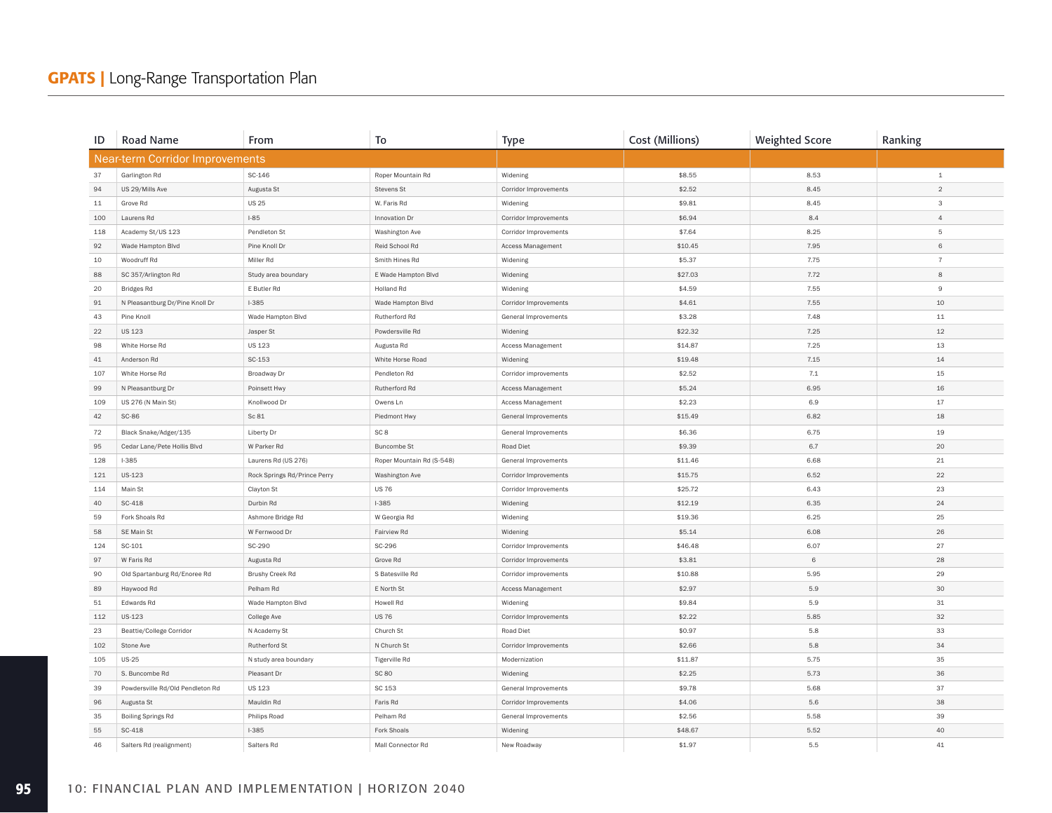| ID | Road Name | From | To | Type | Cost (Millions) | Weighted Score | Ranking |
|---|---|---|---|---|---|---|---|
| Near-term Corridor Improvements | | | | | | | |
| 37 | Garlington Rd | SC-146 | Roper Mountain Rd | Widening | $8.55 | 8.53 | 1 |
| 94 | US 29/Mills Ave | Augusta St | Stevens St | Corridor Improvements | $2.52 | 8.45 | 2 |
| 11 | Grove Rd | US 25 | W. Faris Rd | Widening | $9.81 | 8.45 | 3 |
| 100 | Laurens Rd | I-85 | Innovation Dr | Corridor Improvements | $6.94 | 8.4 | 4 |
| 118 | Academy St/US 123 | Pendleton St | Washington Ave | Corridor Improvements | $7.64 | 8.25 | 5 |
| 92 | Wade Hampton Blvd | Pine Knoll Dr | Reid School Rd | Access Management | $10.45 | 7.95 | 6 |
| 10 | Woodruff Rd | Miller Rd | Smith Hines Rd | Widening | $5.37 | 7.75 | 7 |
| 88 | SC 357/Arlington Rd | Study area boundary | E Wade Hampton Blvd | Widening | $27.03 | 7.72 | 8 |
| 20 | Bridges Rd | E Butler Rd | Holland Rd | Widening | $4.59 | 7.55 | 9 |
| 91 | N Pleasantburg Dr/Pine Knoll Dr | I-385 | Wade Hampton Blvd | Corridor Improvements | $4.61 | 7.55 | 10 |
| 43 | Pine Knoll | Wade Hampton Blvd | Rutherford Rd | General Improvements | $3.28 | 7.48 | 11 |
| 22 | US 123 | Jasper St | Powdersville Rd | Widening | $22.32 | 7.25 | 12 |
| 98 | White Horse Rd | US 123 | Augusta Rd | Access Management | $14.87 | 7.25 | 13 |
| 41 | Anderson Rd | SC-153 | White Horse Road | Widening | $19.48 | 7.15 | 14 |
| 107 | White Horse Rd | Broadway Dr | Pendleton Rd | Corridor improvements | $2.52 | 7.1 | 15 |
| 99 | N Pleasantburg Dr | Poinsett Hwy | Rutherford Rd | Access Management | $5.24 | 6.95 | 16 |
| 109 | US 276 (N Main St) | Knollwood Dr | Owens Ln | Access Management | $2.23 | 6.9 | 17 |
| 42 | SC-86 | Sc 81 | Piedmont Hwy | General Improvements | $15.49 | 6.82 | 18 |
| 72 | Black Snake/Adger/135 | Liberty Dr | SC 8 | General Improvements | $6.36 | 6.75 | 19 |
| 95 | Cedar Lane/Pete Hollis Blvd | W Parker Rd | Buncombe St | Road Diet | $9.39 | 6.7 | 20 |
| 128 | I-385 | Laurens Rd (US 276) | Roper Mountain Rd (S-548) | General Improvements | $11.46 | 6.68 | 21 |
| 121 | US-123 | Rock Springs Rd/Prince Perry | Washington Ave | Corridor Improvements | $15.75 | 6.52 | 22 |
| 114 | Main St | Clayton St | US 76 | Corridor Improvements | $25.72 | 6.43 | 23 |
| 40 | SC-418 | Durbin Rd | I-385 | Widening | $12.19 | 6.35 | 24 |
| 59 | Fork Shoals Rd | Ashmore Bridge Rd | W Georgia Rd | Widening | $19.36 | 6.25 | 25 |
| 58 | SE Main St | W Fernwood Dr | Fairview Rd | Widening | $5.14 | 6.08 | 26 |
| 124 | SC-101 | SC-290 | SC-296 | Corridor Improvements | $46.48 | 6.07 | 27 |
| 97 | W Faris Rd | Augusta Rd | Grove Rd | Corridor Improvements | $3.81 | 6 | 28 |
| 90 | Old Spartanburg Rd/Enoree Rd | Brushy Creek Rd | S Batesville Rd | Corridor improvements | $10.88 | 5.95 | 29 |
| 89 | Haywood Rd | Pelham Rd | E North St | Access Management | $2.97 | 5.9 | 30 |
| 51 | Edwards Rd | Wade Hampton Blvd | Howell Rd | Widening | $9.84 | 5.9 | 31 |
| 112 | US-123 | College Ave | US 76 | Corridor Improvements | $2.22 | 5.85 | 32 |
| 23 | Beattie/College Corridor | N Academy St | Church St | Road Diet | $0.97 | 5.8 | 33 |
| 102 | Stone Ave | Rutherford St | N Church St | Corridor Improvements | $2.66 | 5.8 | 34 |
| 105 | US-25 | N study area boundary | Tigerville Rd | Modernization | $11.87 | 5.75 | 35 |
| 70 | S. Buncombe Rd | Pleasant Dr | SC 80 | Widening | $2.25 | 5.73 | 36 |
| 39 | Powdersville Rd/Old Pendleton Rd | US 123 | SC 153 | General Improvements | $9.78 | 5.68 | 37 |
| 96 | Augusta St | Mauldin Rd | Faris Rd | Corridor Improvements | $4.06 | 5.6 | 38 |
| 35 | Boiling Springs Rd | Philips Road | Pelham Rd | General Improvements | $2.56 | 5.58 | 39 |
| 55 | SC-418 | I-385 | Fork Shoals | Widening | $48.67 | 5.52 | 40 |
| 46 | Salters Rd (realignment) | Salters Rd | Mall Connector Rd | New Roadway | $1.97 | 5.5 | 41 |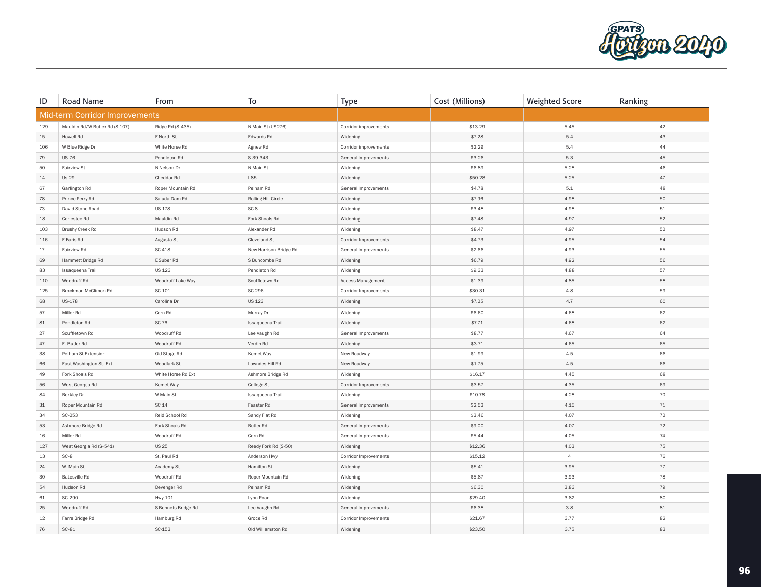| ID | Road Name | From | To | Type | Cost (Millions) | Weighted Score | Ranking |
|---|---|---|---|---|---|---|---|
| Mid-term Corridor Improvements | | | | | | | |
| 129 | Mauldin Rd/W Butler Rd (S-107) | Ridge Rd (S-435) | N Main St (US276) | Corridor improvements | $13.29 | 5.45 | 42 |
| 15 | Howell Rd | E North St | Edwards Rd | Widening | $7.28 | 5.4 | 43 |
| 106 | W Blue Ridge Dr | White Horse Rd | Agnew Rd | Corridor improvements | $2.29 | 5.4 | 44 |
| 79 | US-76 | Pendleton Rd | S-39-343 | General Improvements | $3.26 | 5.3 | 45 |
| 50 | Fairview St | N Nelson Dr | N Main St | Widening | $6.89 | 5.28 | 46 |
| 14 | Us 29 | Cheddar Rd | I-85 | Widening | $50.28 | 5.25 | 47 |
| 67 | Garlington Rd | Roper Mountain Rd | Pelham Rd | General Improvements | $4.78 | 5.1 | 48 |
| 78 | Prince Perry Rd | Saluda Dam Rd | Rolling Hill Circle | Widening | $7.96 | 4.98 | 50 |
| 73 | David Stone Road | US 178 | SC 8 | Widening | $3.48 | 4.98 | 51 |
| 18 | Conestee Rd | Mauldin Rd | Fork Shoals Rd | Widening | $7.48 | 4.97 | 52 |
| 103 | Brushy Creek Rd | Hudson Rd | Alexander Rd | Widening | $8.47 | 4.97 | 52 |
| 116 | E Faris Rd | Augusta St | Cleveland St | Corridor Improvements | $4.73 | 4.95 | 54 |
| 17 | Fairview Rd | SC 418 | New Harrison Bridge Rd | General Improvements | $2.66 | 4.93 | 55 |
| 69 | Hammett Bridge Rd | E Suber Rd | S Buncombe Rd | Widening | $6.79 | 4.92 | 56 |
| 83 | Issaqueena Trail | US 123 | Pendleton Rd | Widening | $9.33 | 4.88 | 57 |
| 110 | Woodruff Rd | Woodruff Lake Way | Scuffletown Rd | Access Management | $1.39 | 4.85 | 58 |
| 125 | Brockman McClimon Rd | SC-101 | SC-296 | Corridor Improvements | $30.31 | 4.8 | 59 |
| 68 | US-178 | Carolina Dr | US 123 | Widening | $7.25 | 4.7 | 60 |
| 57 | Miller Rd | Corn Rd | Murray Dr | Widening | $6.60 | 4.68 | 62 |
| 81 | Pendleton Rd | SC 76 | Issaqueena Trail | Widening | $7.71 | 4.68 | 62 |
| 27 | Scuffletown Rd | Woodruff Rd | Lee Vaughn Rd | General Improvements | $8.77 | 4.67 | 64 |
| 47 | E. Butler Rd | Woodruff Rd | Verdin Rd | Widening | $3.71 | 4.65 | 65 |
| 38 | Pelham St Extension | Old Stage Rd | Kemet Way | New Roadway | $1.99 | 4.5 | 66 |
| 66 | East Washington St. Ext | Woodlark St | Lowndes Hill Rd | New Roadway | $1.75 | 4.5 | 66 |
| 49 | Fork Shoals Rd | White Horse Rd Ext | Ashmore Bridge Rd | Widening | $16.17 | 4.45 | 68 |
| 56 | West Georgia Rd | Kemet Way | College St | Corridor Improvements | $3.57 | 4.35 | 69 |
| 84 | Berkley Dr | W Main St | Issaqueena Trail | Widening | $10.78 | 4.28 | 70 |
| 31 | Roper Mountain Rd | SC 14 | Feaster Rd | General Improvements | $2.53 | 4.15 | 71 |
| 34 | SC-253 | Reid School Rd | Sandy Flat Rd | Widening | $3.46 | 4.07 | 72 |
| 53 | Ashmore Bridge Rd | Fork Shoals Rd | Butler Rd | General Improvements | $9.00 | 4.07 | 72 |
| 16 | Miller Rd | Woodruff Rd | Corn Rd | General Improvements | $5.44 | 4.05 | 74 |
| 127 | West Georgia Rd (S-541) | US 25 | Reedy Fork Rd (S-50) | Widening | $12.36 | 4.03 | 75 |
| 13 | SC-8 | St. Paul Rd | Anderson Hwy | Corridor Improvements | $15.12 | 4 | 76 |
| 24 | W. Main St | Academy St | Hamilton St | Widening | $5.41 | 3.95 | 77 |
| 30 | Batesville Rd | Woodruff Rd | Roper Mountain Rd | Widening | $5.87 | 3.93 | 78 |
| 54 | Hudson Rd | Devenger Rd | Pelham Rd | Widening | $6.30 | 3.83 | 79 |
| 61 | SC-290 | Hwy 101 | Lynn Road | Widening | $29.40 | 3.82 | 80 |
| 25 | Woodruff Rd | S Bennets Bridge Rd | Lee Vaughn Rd | General Improvements | $6.38 | 3.8 | 81 |
| 12 | Farrs Bridge Rd | Hamburg Rd | Groce Rd | Corridor Improvements | $21.67 | 3.77 | 82 |
| 76 | SC-81 | SC-153 | Old Williamston Rd | Widening | $23.50 | 3.75 | 83 |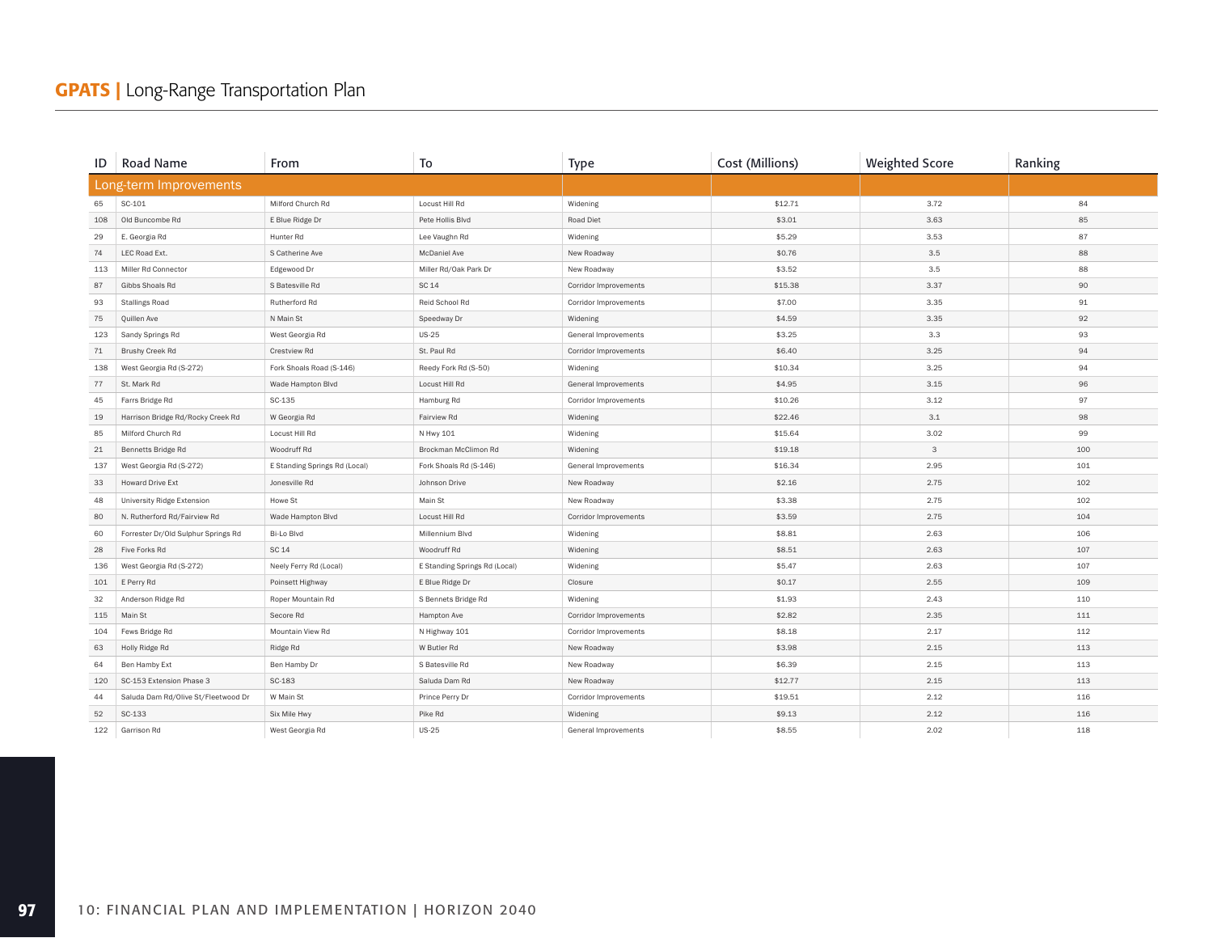| ID | Road Name | From | To | Type | Cost (Millions) | Weighted Score | Ranking |
|---|---|---|---|---|---|---|---|
| Long-term Improvements | | | | | | | |
| 65 | SC-101 | Milford Church Rd | Locust Hill Rd | Widening | $12.71 | 3.72 | 84 |
| 108 | Old Buncombe Rd | E Blue Ridge Dr | Pete Hollis Blvd | Road Diet | $3.01 | 3.63 | 85 |
| 29 | E. Georgia Rd | Hunter Rd | Lee Vaughn Rd | Widening | $5.29 | 3.53 | 87 |
| 74 | LEC Road Ext. | S Catherine Ave | McDaniel Ave | New Roadway | $0.76 | 3.5 | 88 |
| 113 | Miller Rd Connector | Edgewood Dr | Miller Rd/Oak Park Dr | New Roadway | $3.52 | 3.5 | 88 |
| 87 | Gibbs Shoals Rd | S Batesville Rd | SC 14 | Corridor Improvements | $15.38 | 3.37 | 90 |
| 93 | Stallings Road | Rutherford Rd | Reid School Rd | Corridor Improvements | $7.00 | 3.35 | 91 |
| 75 | Quillen Ave | N Main St | Speedway Dr | Widening | $4.59 | 3.35 | 92 |
| 123 | Sandy Springs Rd | West Georgia Rd | US-25 | General Improvements | $3.25 | 3.3 | 93 |
| 71 | Brushy Creek Rd | Crestview Rd | St. Paul Rd | Corridor Improvements | $6.40 | 3.25 | 94 |
| 138 | West Georgia Rd (S-272) | Fork Shoals Road (S-146) | Reedy Fork Rd (S-50) | Widening | $10.34 | 3.25 | 94 |
| 77 | St. Mark Rd | Wade Hampton Blvd | Locust Hill Rd | General Improvements | $4.95 | 3.15 | 96 |
| 45 | Farrs Bridge Rd | SC-135 | Hamburg Rd | Corridor Improvements | $10.26 | 3.12 | 97 |
| 19 | Harrison Bridge Rd/Rocky Creek Rd | W Georgia Rd | Fairview Rd | Widening | $22.46 | 3.1 | 98 |
| 85 | Milford Church Rd | Locust Hill Rd | N Hwy 101 | Widening | $15.64 | 3.02 | 99 |
| 21 | Bennetts Bridge Rd | Woodruff Rd | Brockman McClimon Rd | Widening | $19.18 | 3 | 100 |
| 137 | West Georgia Rd (S-272) | E Standing Springs Rd (Local) | Fork Shoals Rd (S-146) | General Improvements | $16.34 | 2.95 | 101 |
| 33 | Howard Drive Ext | Jonesville Rd | Johnson Drive | New Roadway | $2.16 | 2.75 | 102 |
| 48 | University Ridge Extension | Howe St | Main St | New Roadway | $3.38 | 2.75 | 102 |
| 80 | N. Rutherford Rd/Fairview Rd | Wade Hampton Blvd | Locust Hill Rd | Corridor Improvements | $3.59 | 2.75 | 104 |
| 60 | Forrester Dr/Old Sulphur Springs Rd | Bi-Lo Blvd | Millennium Blvd | Widening | $8.81 | 2.63 | 106 |
| 28 | Five Forks Rd | SC 14 | Woodruff Rd | Widening | $8.51 | 2.63 | 107 |
| 136 | West Georgia Rd (S-272) | Neely Ferry Rd (Local) | E Standing Springs Rd (Local) | Widening | $5.47 | 2.63 | 107 |
| 101 | E Perry Rd | Poinsett Highway | E Blue Ridge Dr | Closure | $0.17 | 2.55 | 109 |
| 32 | Anderson Ridge Rd | Roper Mountain Rd | S Bennets Bridge Rd | Widening | $1.93 | 2.43 | 110 |
| 115 | Main St | Secore Rd | Hampton Ave | Corridor Improvements | $2.82 | 2.35 | 111 |
| 104 | Fews Bridge Rd | Mountain View Rd | N Highway 101 | Corridor Improvements | $8.18 | 2.17 | 112 |
| 63 | Holly Ridge Rd | Ridge Rd | W Butler Rd | New Roadway | $3.98 | 2.15 | 113 |
| 64 | Ben Hamby Ext | Ben Hamby Dr | S Batesville Rd | New Roadway | $6.39 | 2.15 | 113 |
| 120 | SC-153 Extension Phase 3 | SC-183 | Saluda Dam Rd | New Roadway | $12.77 | 2.15 | 113 |
| 44 | Saluda Dam Rd/Olive St/Fleetwood Dr | W Main St | Prince Perry Dr | Corridor Improvements | $19.51 | 2.12 | 116 |
| 52 | SC-133 | Six Mile Hwy | Pike Rd | Widening | $9.13 | 2.12 | 116 |
| 122 | Garrison Rd | West Georgia Rd | US-25 | General Improvements | $8.55 | 2.02 | 118 |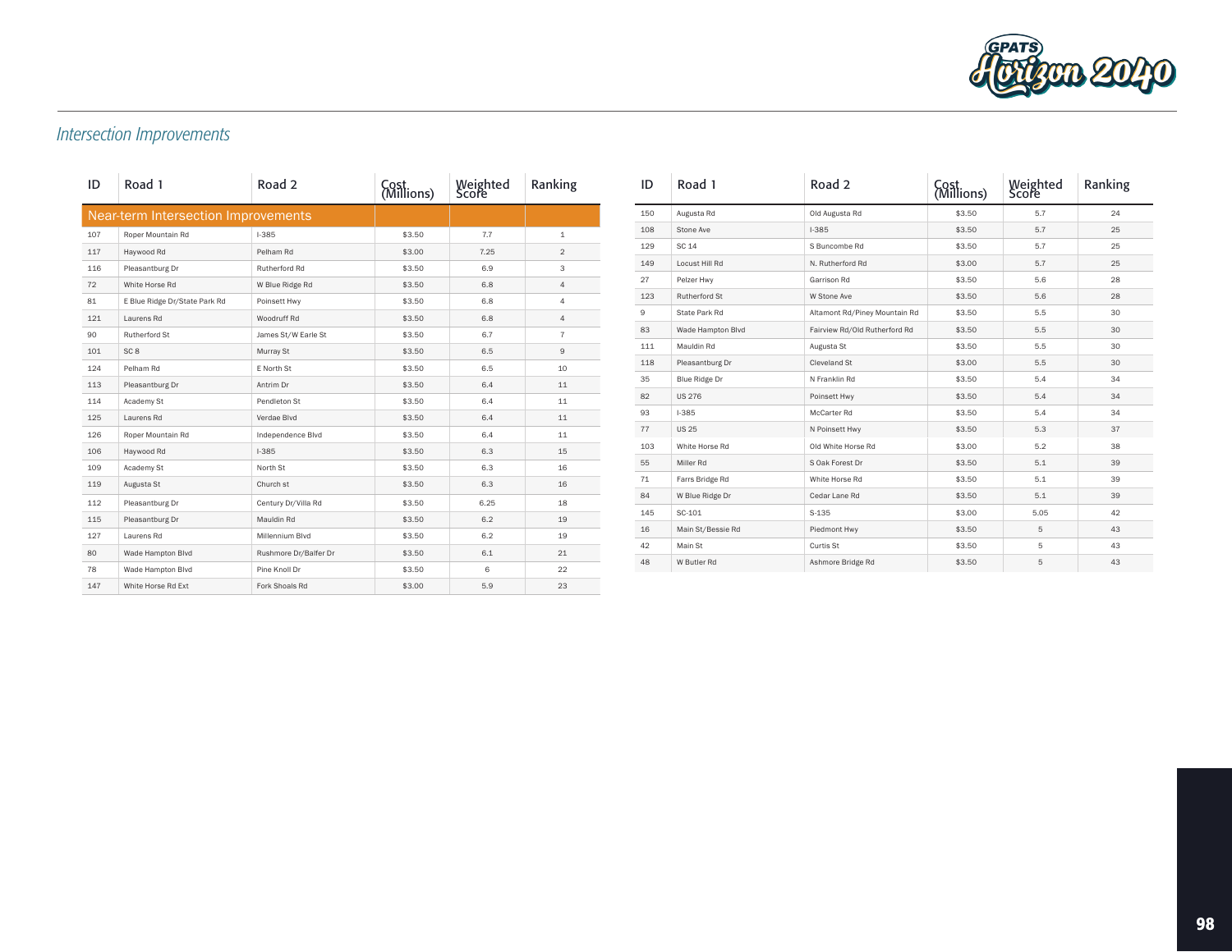*Intersection Improvements*

| ID | Road 1 | Road 2 | Cost (Millions) | Weighted Score | Ranking |
|---|---|---|---|---|---|
| Near-term Intersection Improvements | | | | | |
| 107 | Roper Mountain Rd | I-385 | $3.50 | 7.7 | 1 |
| 117 | Haywood Rd | Pelham Rd | $3.00 | 7.25 | 2 |
| 116 | Pleasantburg Dr | Rutherford Rd | $3.50 | 6.9 | 3 |
| 72 | White Horse Rd | W Blue Ridge Rd | $3.50 | 6.8 | 4 |
| 81 | E Blue Ridge Dr/State Park Rd | Poinsett Hwy | $3.50 | 6.8 | 4 |
| 121 | Laurens Rd | Woodruff Rd | $3.50 | 6.8 | 4 |
| 90 | Rutherford St | James St/W Earle St | $3.50 | 6.7 | 7 |
| 101 | SC 8 | Murray St | $3.50 | 6.5 | 9 |
| 124 | Pelham Rd | E North St | $3.50 | 6.5 | 10 |
| 113 | Pleasantburg Dr | Antrim Dr | $3.50 | 6.4 | 11 |
| 114 | Academy St | Pendleton St | $3.50 | 6.4 | 11 |
| 125 | Laurens Rd | Verdae Blvd | $3.50 | 6.4 | 11 |
| 126 | Roper Mountain Rd | Independence Blvd | $3.50 | 6.4 | 11 |
| 106 | Haywood Rd | I-385 | $3.50 | 6.3 | 15 |
| 109 | Academy St | North St | $3.50 | 6.3 | 16 |
| 119 | Augusta St | Church st | $3.50 | 6.3 | 16 |
| 112 | Pleasantburg Dr | Century Dr/Villa Rd | $3.50 | 6.25 | 18 |
| 115 | Pleasantburg Dr | Mauldin Rd | $3.50 | 6.2 | 19 |
| 127 | Laurens Rd | Millennium Blvd | $3.50 | 6.2 | 19 |
| 80 | Wade Hampton Blvd | Rushmore Dr/Balfer Dr | $3.50 | 6.1 | 21 |
| 78 | Wade Hampton Blvd | Pine Knoll Dr | $3.50 | 6 | 22 |
| 147 | White Horse Rd Ext | Fork Shoals Rd | $3.00 | 5.9 | 23 |
| 150 | Augusta Rd | Old Augusta Rd | $3.50 | 5.7 | 24 |
| 108 | Stone Ave | I-385 | $3.50 | 5.7 | 25 |
| 129 | SC 14 | S Buncombe Rd | $3.50 | 5.7 | 25 |
| 149 | Locust Hill Rd | N. Rutherford Rd | $3.00 | 5.7 | 25 |
| 27 | Pelzer Hwy | Garrison Rd | $3.50 | 5.6 | 28 |
| 123 | Rutherford St | W Stone Ave | $3.50 | 5.6 | 28 |
| 9 | State Park Rd | Altamont Rd/Piney Mountain Rd | $3.50 | 5.5 | 30 |
| 83 | Wade Hampton Blvd | Fairview Rd/Old Rutherford Rd | $3.50 | 5.5 | 30 |
| 111 | Mauldin Rd | Augusta St | $3.50 | 5.5 | 30 |
| 118 | Pleasantburg Dr | Cleveland St | $3.00 | 5.5 | 30 |
| 35 | Blue Ridge Dr | N Franklin Rd | $3.50 | 5.4 | 34 |
| 82 | US 276 | Poinsett Hwy | $3.50 | 5.4 | 34 |
| 93 | I-385 | McCarter Rd | $3.50 | 5.4 | 34 |
| 77 | US 25 | N Poinsett Hwy | $3.50 | 5.3 | 37 |
| 103 | White Horse Rd | Old White Horse Rd | $3.00 | 5.2 | 38 |
| 55 | Miller Rd | S Oak Forest Dr | $3.50 | 5.1 | 39 |
| 71 | Farrs Bridge Rd | White Horse Rd | $3.50 | 5.1 | 39 |
| 84 | W Blue Ridge Dr | Cedar Lane Rd | $3.50 | 5.1 | 39 |
| 145 | SC-101 | S-135 | $3.00 | 5.05 | 42 |
| 16 | Main St/Bessie Rd | Piedmont Hwy | $3.50 | 5 | 43 |
| 42 | Main St | Curtis St | $3.50 | 5 | 43 |
| 48 | W Butler Rd | Ashmore Bridge Rd | $3.50 | 5 | 43 |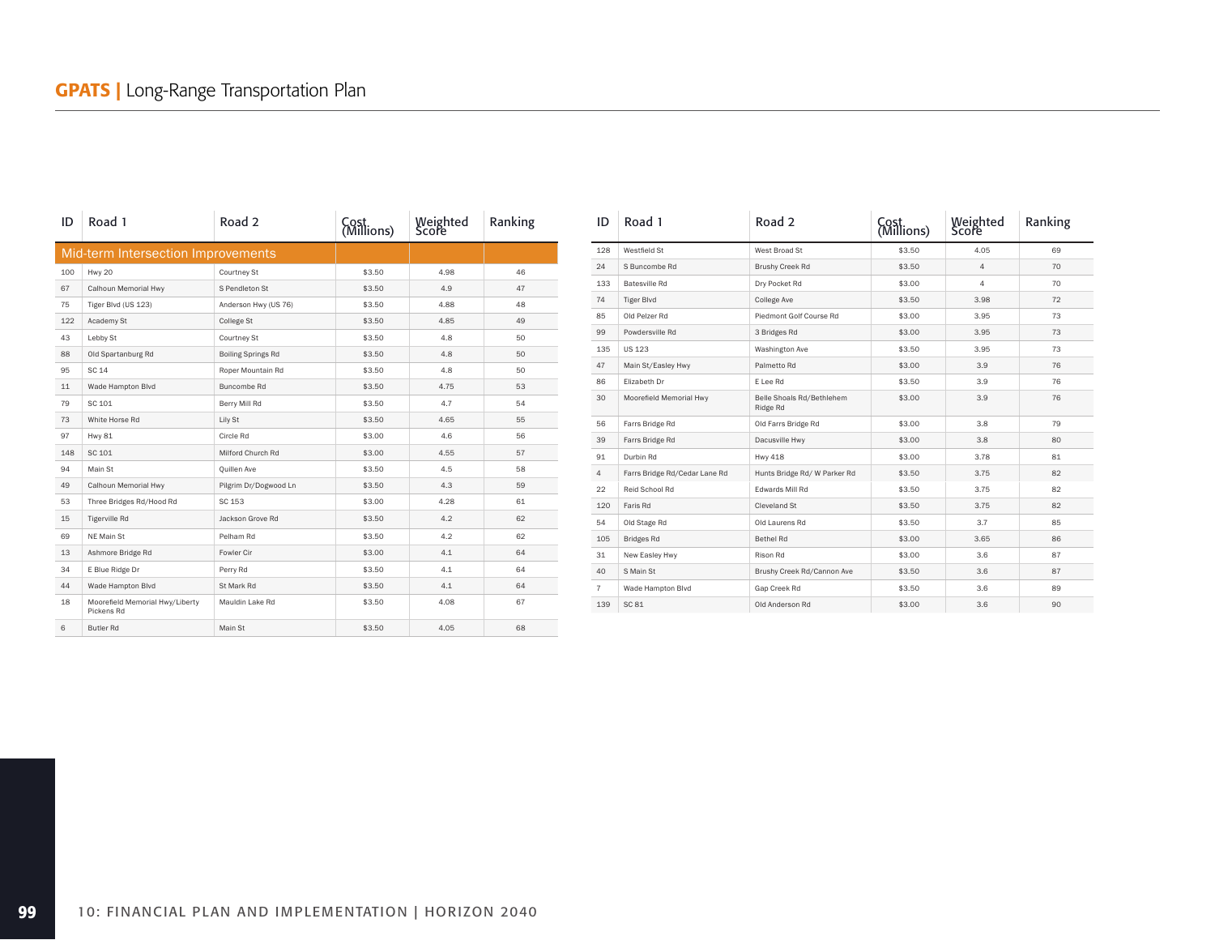| ID | Road 1 | Road 2 | Cost (Millions) | Weighted Score | Ranking |
|---|---|---|---|---|---|
| Mid-term Intersection Improvements | | | | | |
| 100 | Hwy 20 | Courtney St | $3.50 | 4.98 | 46 |
| 67 | Calhoun Memorial Hwy | S Pendleton St | $3.50 | 4.9 | 47 |
| 75 | Tiger Blvd (US 123) | Anderson Hwy (US 76) | $3.50 | 4.88 | 48 |
| 122 | Academy St | College St | $3.50 | 4.85 | 49 |
| 43 | Lebby St | Courtney St | $3.50 | 4.8 | 50 |
| 88 | Old Spartanburg Rd | Boiling Springs Rd | $3.50 | 4.8 | 50 |
| 95 | SC 14 | Roper Mountain Rd | $3.50 | 4.8 | 50 |
| 11 | Wade Hampton Blvd | Buncombe Rd | $3.50 | 4.75 | 53 |
| 79 | SC 101 | Berry Mill Rd | $3.50 | 4.7 | 54 |
| 73 | White Horse Rd | Lily St | $3.50 | 4.65 | 55 |
| 97 | Hwy 81 | Circle Rd | $3.00 | 4.6 | 56 |
| 148 | SC 101 | Milford Church Rd | $3.00 | 4.55 | 57 |
| 94 | Main St | Quillen Ave | $3.50 | 4.5 | 58 |
| 49 | Calhoun Memorial Hwy | Pilgrim Dr/Dogwood Ln | $3.50 | 4.3 | 59 |
| 53 | Three Bridges Rd/Hood Rd | SC 153 | $3.00 | 4.28 | 61 |
| 15 | Tigerville Rd | Jackson Grove Rd | $3.50 | 4.2 | 62 |
| 69 | NE Main St | Pelham Rd | $3.50 | 4.2 | 62 |
| 13 | Ashmore Bridge Rd | Fowler Cir | $3.00 | 4.1 | 64 |
| 34 | E Blue Ridge Dr | Perry Rd | $3.50 | 4.1 | 64 |
| 44 | Wade Hampton Blvd | St Mark Rd | $3.50 | 4.1 | 64 |
| 18 | Moorefield Memorial Hwy/Liberty Pickens Rd | Mauldin Lake Rd | $3.50 | 4.08 | 67 |
| 6 | Butler Rd | Main St | $3.50 | 4.05 | 68 |
| 128 | Westfield St | West Broad St | $3.50 | 4.05 | 69 |
| 24 | S Buncombe Rd | Brushy Creek Rd | $3.50 | 4 | 70 |
| 133 | Batesville Rd | Dry Pocket Rd | $3.00 | 4 | 70 |
| 74 | Tiger Blvd | College Ave | $3.50 | 3.98 | 72 |
| 85 | Old Pelzer Rd | Piedmont Golf Course Rd | $3.00 | 3.95 | 73 |
| 99 | Powdersville Rd | 3 Bridges Rd | $3.00 | 3.95 | 73 |
| 135 | US 123 | Washington Ave | $3.50 | 3.95 | 73 |
| 47 | Main St/Easley Hwy | Palmetto Rd | $3.00 | 3.9 | 76 |
| 86 | Elizabeth Dr | E Lee Rd | $3.50 | 3.9 | 76 |
| 30 | Moorefield Memorial Hwy | Belle Shoals Rd/Bethlehem Ridge Rd | $3.00 | 3.9 | 76 |
| 56 | Farrs Bridge Rd | Old Farrs Bridge Rd | $3.00 | 3.8 | 79 |
| 39 | Farrs Bridge Rd | Dacusville Hwy | $3.00 | 3.8 | 80 |
| 91 | Durbin Rd | Hwy 418 | $3.00 | 3.78 | 81 |
| 4 | Farrs Bridge Rd/Cedar Lane Rd | Hunts Bridge Rd/ W Parker Rd | $3.50 | 3.75 | 82 |
| 22 | Reid School Rd | Edwards Mill Rd | $3.50 | 3.75 | 82 |
| 120 | Faris Rd | Cleveland St | $3.50 | 3.75 | 82 |
| 54 | Old Stage Rd | Old Laurens Rd | $3.50 | 3.7 | 85 |
| 105 | Bridges Rd | Bethel Rd | $3.00 | 3.65 | 86 |
| 31 | New Easley Hwy | Rison Rd | $3.00 | 3.6 | 87 |
| 40 | S Main St | Brushy Creek Rd/Cannon Ave | $3.50 | 3.6 | 87 |
| 7 | Wade Hampton Blvd | Gap Creek Rd | $3.50 | 3.6 | 89 |
| 139 | SC 81 | Old Anderson Rd | $3.00 | 3.6 | 90 |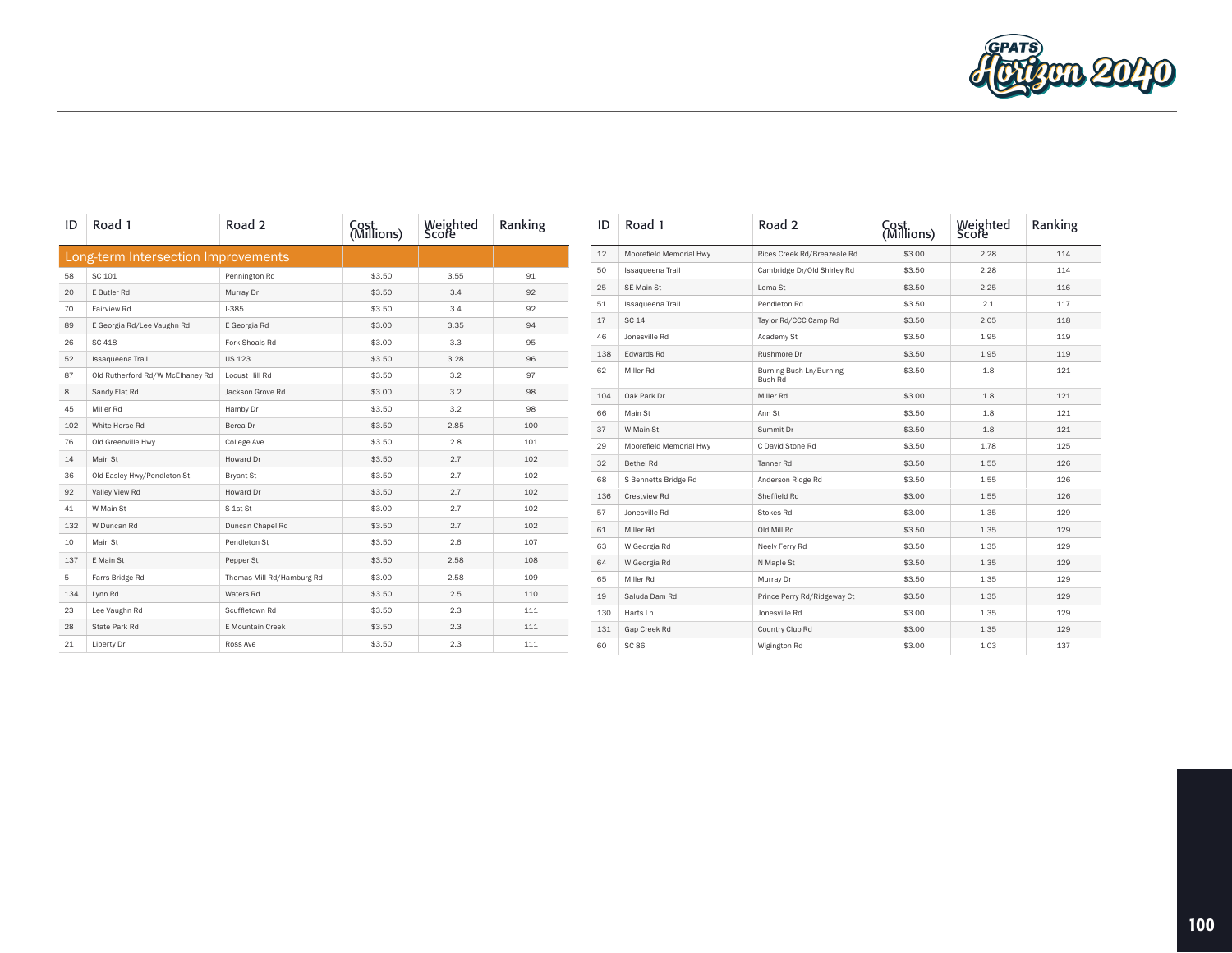| ID | Road 1 | Road 2 | Cost (Millions) | Weighted Score | Ranking |
|---|---|---|---|---|---|
| **Long-term Intersection Improvements** | | | | | |
| 58 | SC 101 | Pennington Rd | $3.50 | 3.55 | 91 |
| 20 | E Butler Rd | Murray Dr | $3.50 | 3.4 | 92 |
| 70 | Fairview Rd | I-385 | $3.50 | 3.4 | 92 |
| 89 | E Georgia Rd/Lee Vaughn Rd | E Georgia Rd | $3.00 | 3.35 | 94 |
| 26 | SC 418 | Fork Shoals Rd | $3.00 | 3.3 | 95 |
| 52 | Issaqueena Trail | US 123 | $3.50 | 3.28 | 96 |
| 87 | Old Rutherford Rd/W McElhaney Rd | Locust Hill Rd | $3.50 | 3.2 | 97 |
| 8 | Sandy Flat Rd | Jackson Grove Rd | $3.00 | 3.2 | 98 |
| 45 | Miller Rd | Hamby Dr | $3.50 | 3.2 | 98 |
| 102 | White Horse Rd | Berea Dr | $3.50 | 2.85 | 100 |
| 76 | Old Greenville Hwy | College Ave | $3.50 | 2.8 | 101 |
| 14 | Main St | Howard Dr | $3.50 | 2.7 | 102 |
| 36 | Old Easley Hwy/Pendleton St | Bryant St | $3.50 | 2.7 | 102 |
| 92 | Valley View Rd | Howard Dr | $3.50 | 2.7 | 102 |
| 41 | W Main St | S 1st St | $3.00 | 2.7 | 102 |
| 132 | W Duncan Rd | Duncan Chapel Rd | $3.50 | 2.7 | 102 |
| 10 | Main St | Pendleton St | $3.50 | 2.6 | 107 |
| 137 | E Main St | Pepper St | $3.50 | 2.58 | 108 |
| 5 | Farrs Bridge Rd | Thomas Mill Rd/Hamburg Rd | $3.00 | 2.58 | 109 |
| 134 | Lynn Rd | Waters Rd | $3.50 | 2.5 | 110 |
| 23 | Lee Vaughn Rd | Scuffletown Rd | $3.50 | 2.3 | 111 |
| 28 | State Park Rd | E Mountain Creek | $3.50 | 2.3 | 111 |
| 21 | Liberty Dr | Ross Ave | $3.50 | 2.3 | 111 |
| 12 | Moorefield Memorial Hwy | Rices Creek Rd/Breazeale Rd | $3.00 | 2.28 | 114 |
| 50 | Issaqueena Trail | Cambridge Dr/Old Shirley Rd | $3.50 | 2.28 | 114 |
| 25 | SE Main St | Loma St | $3.50 | 2.25 | 116 |
| 51 | Issaqueena Trail | Pendleton Rd | $3.50 | 2.1 | 117 |
| 17 | SC 14 | Taylor Rd/CCC Camp Rd | $3.50 | 2.05 | 118 |
| 46 | Jonesville Rd | Academy St | $3.50 | 1.95 | 119 |
| 138 | Edwards Rd | Rushmore Dr | $3.50 | 1.95 | 119 |
| 62 | Miller Rd | Burning Bush Ln/Burning Bush Rd | $3.50 | 1.8 | 121 |
| 104 | Oak Park Dr | Miller Rd | $3.00 | 1.8 | 121 |
| 66 | Main St | Ann St | $3.50 | 1.8 | 121 |
| 37 | W Main St | Summit Dr | $3.50 | 1.8 | 121 |
| 29 | Moorefield Memorial Hwy | C David Stone Rd | $3.50 | 1.78 | 125 |
| 32 | Bethel Rd | Tanner Rd | $3.50 | 1.55 | 126 |
| 68 | S Bennetts Bridge Rd | Anderson Ridge Rd | $3.50 | 1.55 | 126 |
| 136 | Crestview Rd | Sheffield Rd | $3.00 | 1.55 | 126 |
| 57 | Jonesville Rd | Stokes Rd | $3.00 | 1.35 | 129 |
| 61 | Miller Rd | Old Mill Rd | $3.50 | 1.35 | 129 |
| 63 | W Georgia Rd | Neely Ferry Rd | $3.50 | 1.35 | 129 |
| 64 | W Georgia Rd | N Maple St | $3.50 | 1.35 | 129 |
| 65 | Miller Rd | Murray Dr | $3.50 | 1.35 | 129 |
| 19 | Saluda Dam Rd | Prince Perry Rd/Ridgeway Ct | $3.50 | 1.35 | 129 |
| 130 | Harts Ln | Jonesville Rd | $3.00 | 1.35 | 129 |
| 131 | Gap Creek Rd | Country Club Rd | $3.00 | 1.35 | 129 |
| 60 | SC 86 | Wigington Rd | $3.00 | 1.03 | 137 |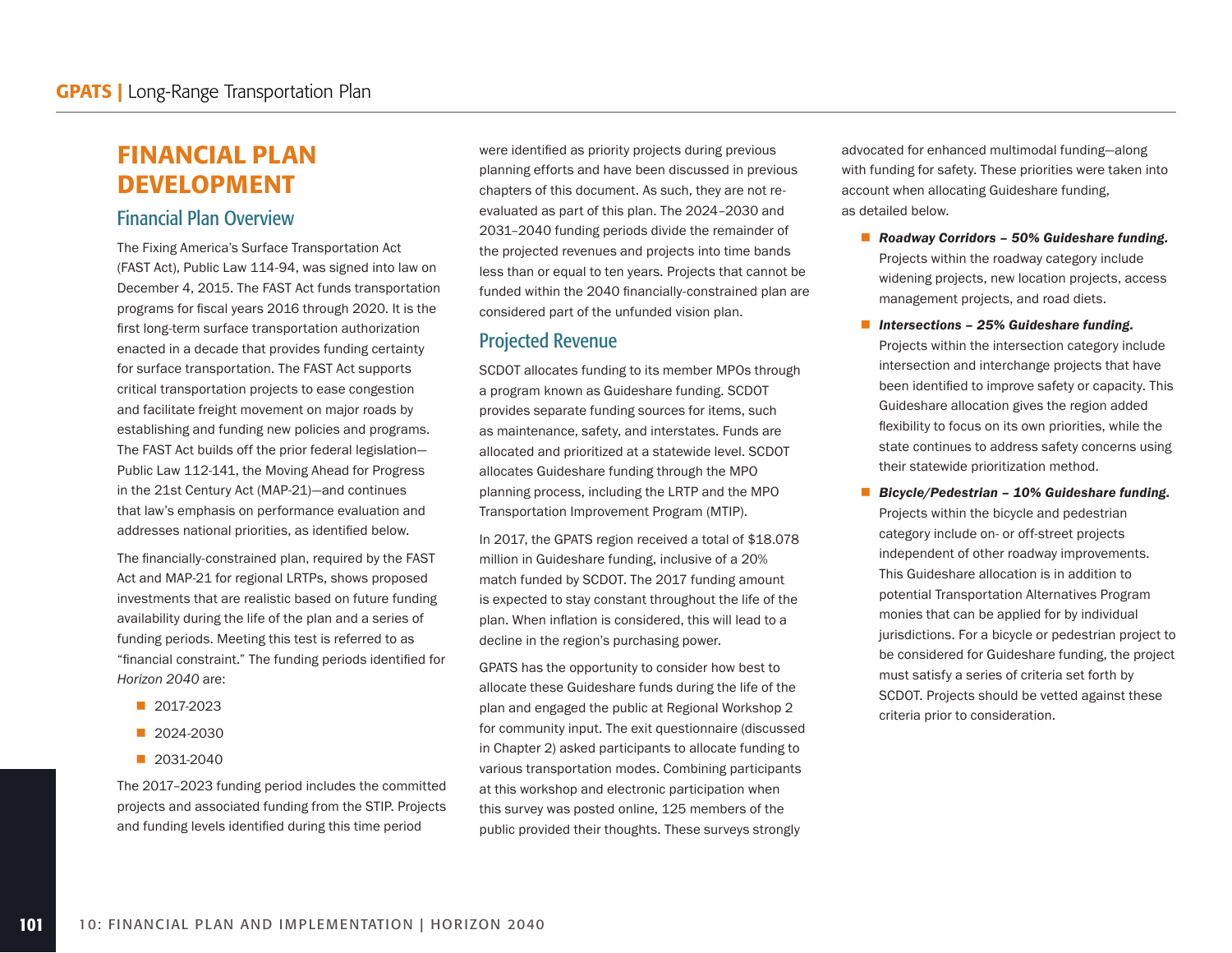# FINANCIAL PLAN DEVELOPMENT

## Financial Plan Overview

The Fixing America's Surface Transportation Act (FAST Act), Public Law 114-94, was signed into law on December 4, 2015. The FAST Act funds transportation programs for fiscal years 2016 through 2020. It is the first long-term surface transportation authorization enacted in a decade that provides funding certainty for surface transportation. The FAST Act supports critical transportation projects to ease congestion and facilitate freight movement on major roads by establishing and funding new policies and programs. The FAST Act builds off the prior federal legislation—Public Law 112-141, the Moving Ahead for Progress in the 21st Century Act (MAP-21)—and continues that law's emphasis on performance evaluation and addresses national priorities, as identified below.

The financially-constrained plan, required by the FAST Act and MAP-21 for regional LRTPs, shows proposed investments that are realistic based on future funding availability during the life of the plan and a series of funding periods. Meeting this test is referred to as "financial constraint." The funding periods identified for *Horizon 2040* are:

- 2017-2023
- 2024-2030
- 2031-2040

The 2017–2023 funding period includes the committed projects and associated funding from the STIP. Projects and funding levels identified during this time period were identified as priority projects during previous planning efforts and have been discussed in previous chapters of this document. As such, they are not re-evaluated as part of this plan. The 2024–2030 and 2031–2040 funding periods divide the remainder of the projected revenues and projects into time bands less than or equal to ten years. Projects that cannot be funded within the 2040 financially-constrained plan are considered part of the unfunded vision plan.

## Projected Revenue

SCDOT allocates funding to its member MPOs through a program known as Guideshare funding. SCDOT provides separate funding sources for items, such as maintenance, safety, and interstates. Funds are allocated and prioritized at a statewide level. SCDOT allocates Guideshare funding through the MPO planning process, including the LRTP and the MPO Transportation Improvement Program (MTIP).

In 2017, the GPATS region received a total of $18.078 million in Guideshare funding, inclusive of a 20% match funded by SCDOT. The 2017 funding amount is expected to stay constant throughout the life of the plan. When inflation is considered, this will lead to a decline in the region's purchasing power.

GPATS has the opportunity to consider how best to allocate these Guideshare funds during the life of the plan and engaged the public at Regional Workshop 2 for community input. The exit questionnaire (discussed in Chapter 2) asked participants to allocate funding to various transportation modes. Combining participants at this workshop and electronic participation when this survey was posted online, 125 members of the public provided their thoughts. These surveys strongly advocated for enhanced multimodal funding—along with funding for safety. These priorities were taken into account when allocating Guideshare funding, as detailed below.

- ***Roadway Corridors – 50% Guideshare funding.*** Projects within the roadway category include widening projects, new location projects, access management projects, and road diets.
- ***Intersections – 25% Guideshare funding.*** Projects within the intersection category include intersection and interchange projects that have been identified to improve safety or capacity. This Guideshare allocation gives the region added flexibility to focus on its own priorities, while the state continues to address safety concerns using their statewide prioritization method.
- ***Bicycle/Pedestrian – 10% Guideshare funding.*** Projects within the bicycle and pedestrian category include on- or off-street projects independent of other roadway improvements. This Guideshare allocation is in addition to potential Transportation Alternatives Program monies that can be applied for by individual jurisdictions. For a bicycle or pedestrian project to be considered for Guideshare funding, the project must satisfy a series of criteria set forth by SCDOT. Projects should be vetted against these criteria prior to consideration.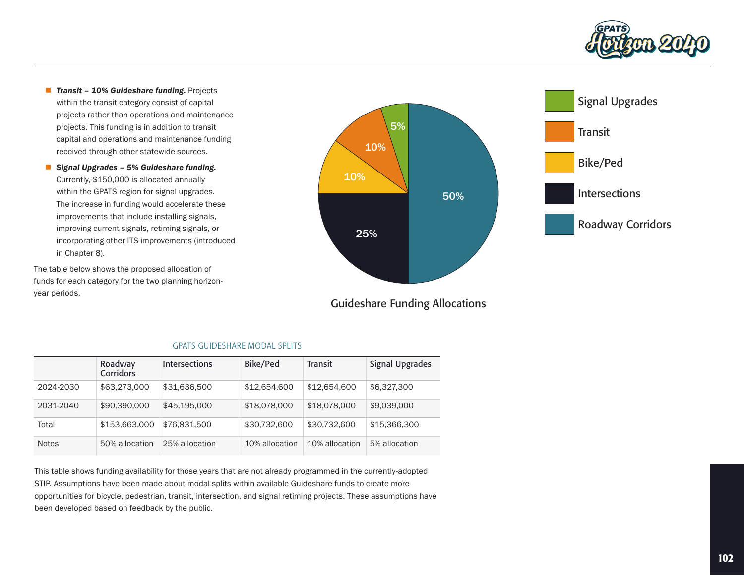- ***Transit – 10% Guideshare funding.*** Projects within the transit category consist of capital projects rather than operations and maintenance projects. This funding is in addition to transit capital and operations and maintenance funding received through other statewide sources.
- ***Signal Upgrades – 5% Guideshare funding.*** Currently, $150,000 is allocated annually within the GPATS region for signal upgrades. The increase in funding would accelerate these improvements that include installing signals, improving current signals, retiming signals, or incorporating other ITS improvements (introduced in Chapter 8).

The table below shows the proposed allocation of funds for each category for the two planning horizon-year periods.

| Category | Allocation |
|---|---|
| Roadway Corridors | 50% |
| Intersections | 25% |
| Bike/Ped | 10% |
| Transit | 10% |
| Signal Upgrades | 5% |

Guideshare Funding Allocations

GPATS GUIDESHARE MODAL SPLITS

| | Roadway Corridors | Intersections | Bike/Ped | Transit | Signal Upgrades |
|---|---|---|---|---|---|
| 2024-2030 | $63,273,000 | $31,636,500 | $12,654,600 | $12,654,600 | $6,327,300 |
| 2031-2040 | $90,390,000 | $45,195,000 | $18,078,000 | $18,078,000 | $9,039,000 |
| Total | $153,663,000 | $76,831,500 | $30,732,600 | $30,732,600 | $15,366,300 |
| Notes | 50% allocation | 25% allocation | 10% allocation | 10% allocation | 5% allocation |

This table shows funding availability for those years that are not already programmed in the currently-adopted STIP. Assumptions have been made about modal splits within available Guideshare funds to create more opportunities for bicycle, pedestrian, transit, intersection, and signal retiming projects. These assumptions have been developed based on feedback by the public.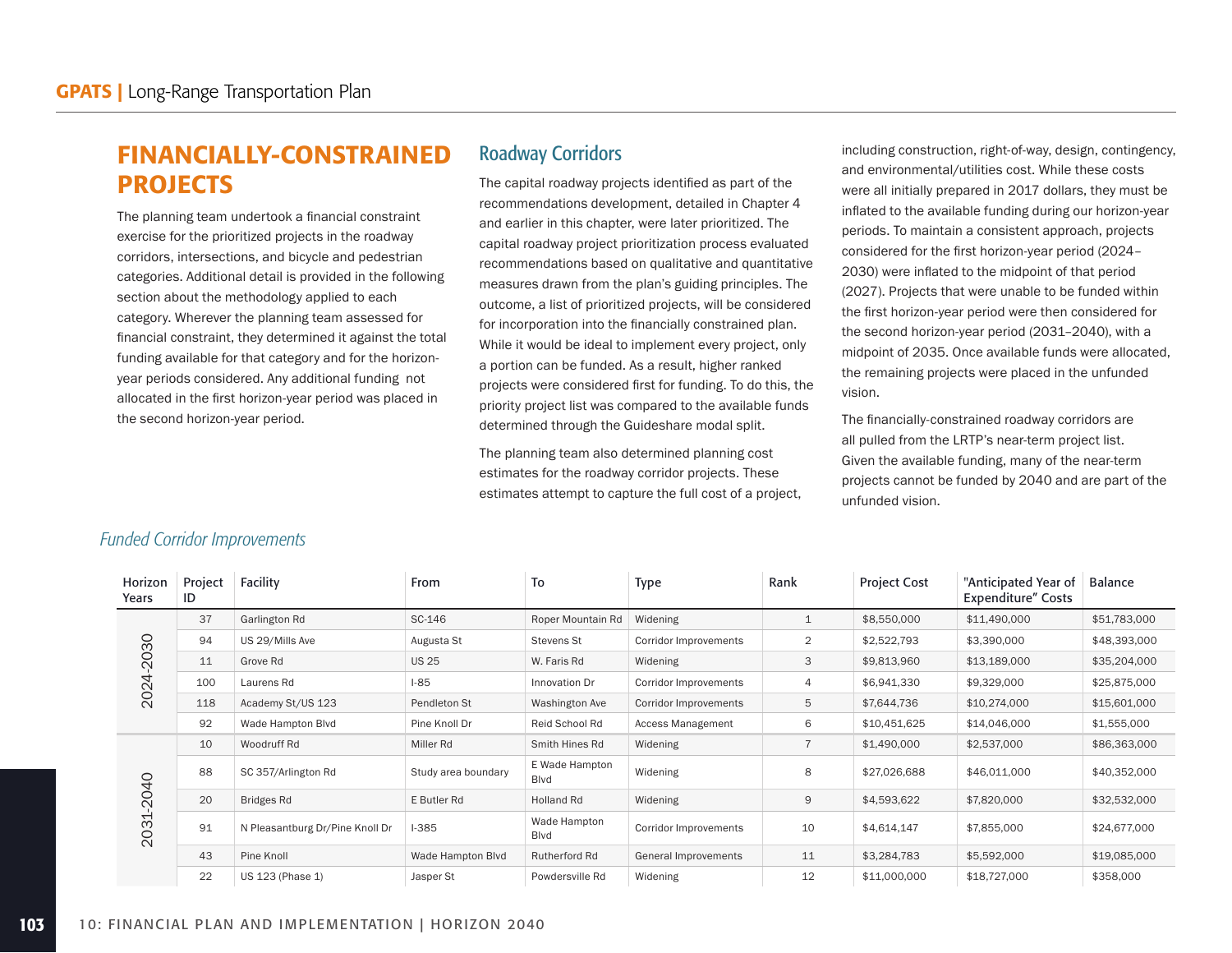# FINANCIALLY-CONSTRAINED PROJECTS

The planning team undertook a financial constraint exercise for the prioritized projects in the roadway corridors, intersections, and bicycle and pedestrian categories. Additional detail is provided in the following section about the methodology applied to each category. Wherever the planning team assessed for financial constraint, they determined it against the total funding available for that category and for the horizon-year periods considered. Any additional funding not allocated in the first horizon-year period was placed in the second horizon-year period.

## Roadway Corridors

The capital roadway projects identified as part of the recommendations development, detailed in Chapter 4 and earlier in this chapter, were later prioritized. The capital roadway project prioritization process evaluated recommendations based on qualitative and quantitative measures drawn from the plan's guiding principles. The outcome, a list of prioritized projects, will be considered for incorporation into the financially constrained plan. While it would be ideal to implement every project, only a portion can be funded. As a result, higher ranked projects were considered first for funding. To do this, the priority project list was compared to the available funds determined through the Guideshare modal split.

The planning team also determined planning cost estimates for the roadway corridor projects. These estimates attempt to capture the full cost of a project, including construction, right-of-way, design, contingency, and environmental/utilities cost. While these costs were all initially prepared in 2017 dollars, they must be inflated to the available funding during our horizon-year periods. To maintain a consistent approach, projects considered for the first horizon-year period (2024–2030) were inflated to the midpoint of that period (2027). Projects that were unable to be funded within the first horizon-year period were then considered for the second horizon-year period (2031–2040), with a midpoint of 2035. Once available funds were allocated, the remaining projects were placed in the unfunded vision.

The financially-constrained roadway corridors are all pulled from the LRTP's near-term project list. Given the available funding, many of the near-term projects cannot be funded by 2040 and are part of the unfunded vision.

*Funded Corridor Improvements*

| Horizon Years | Project ID | Facility | From | To | Type | Rank | Project Cost | "Anticipated Year of Expenditure" Costs | Balance |
|---|---|---|---|---|---|---|---|---|---|
| 2024-2030 | 37 | Garlington Rd | SC-146 | Roper Mountain Rd | Widening | 1 | $8,550,000 | $11,490,000 | $51,783,000 |
| | 94 | US 29/Mills Ave | Augusta St | Stevens St | Corridor Improvements | 2 | $2,522,793 | $3,390,000 | $48,393,000 |
| | 11 | Grove Rd | US 25 | W. Faris Rd | Widening | 3 | $9,813,960 | $13,189,000 | $35,204,000 |
| | 100 | Laurens Rd | I-85 | Innovation Dr | Corridor Improvements | 4 | $6,941,330 | $9,329,000 | $25,875,000 |
| | 118 | Academy St/US 123 | Pendleton St | Washington Ave | Corridor Improvements | 5 | $7,644,736 | $10,274,000 | $15,601,000 |
| | 92 | Wade Hampton Blvd | Pine Knoll Dr | Reid School Rd | Access Management | 6 | $10,451,625 | $14,046,000 | $1,555,000 |
| 2031-2040 | 10 | Woodruff Rd | Miller Rd | Smith Hines Rd | Widening | 7 | $1,490,000 | $2,537,000 | $86,363,000 |
| | 88 | SC 357/Arlington Rd | Study area boundary | E Wade Hampton Blvd | Widening | 8 | $27,026,688 | $46,011,000 | $40,352,000 |
| | 20 | Bridges Rd | E Butler Rd | Holland Rd | Widening | 9 | $4,593,622 | $7,820,000 | $32,532,000 |
| | 91 | N Pleasantburg Dr/Pine Knoll Dr | I-385 | Wade Hampton Blvd | Corridor Improvements | 10 | $4,614,147 | $7,855,000 | $24,677,000 |
| | 43 | Pine Knoll | Wade Hampton Blvd | Rutherford Rd | General Improvements | 11 | $3,284,783 | $5,592,000 | $19,085,000 |
| | 22 | US 123 (Phase 1) | Jasper St | Powdersville Rd | Widening | 12 | $11,000,000 | $18,727,000 | $358,000 |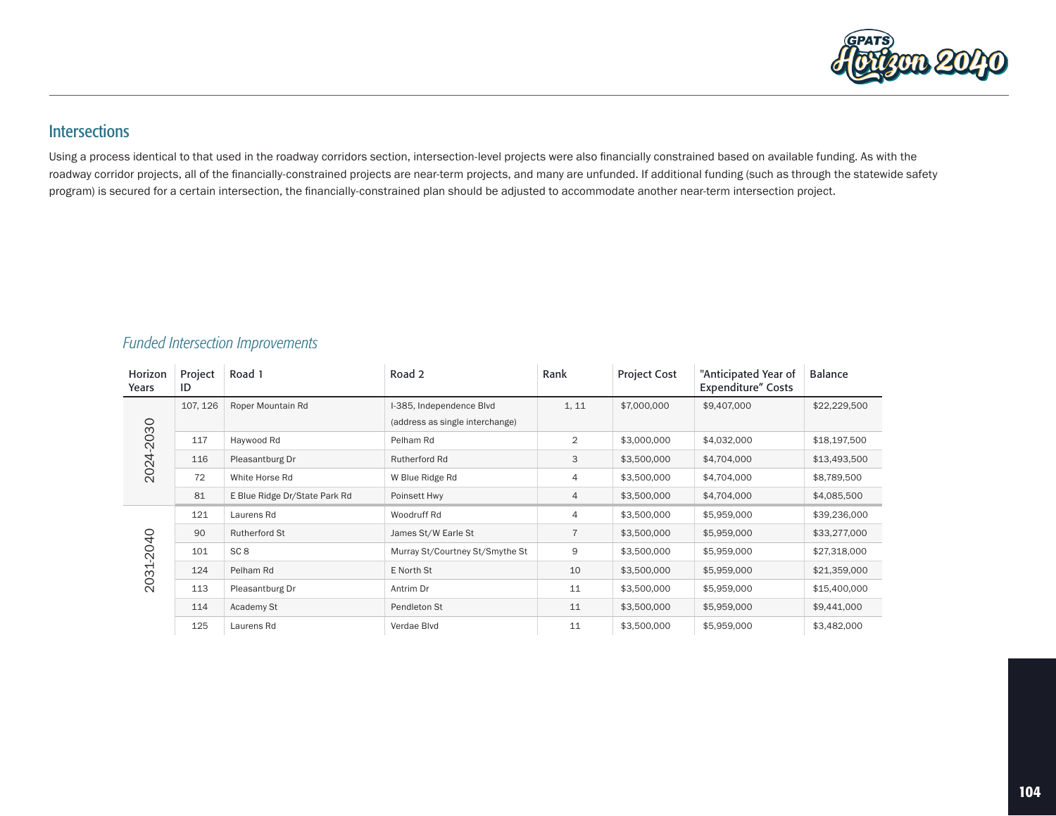## Intersections

Using a process identical to that used in the roadway corridors section, intersection-level projects were also financially constrained based on available funding. As with the roadway corridor projects, all of the financially-constrained projects are near-term projects, and many are unfunded. If additional funding (such as through the statewide safety program) is secured for a certain intersection, the financially-constrained plan should be adjusted to accommodate another near-term intersection project.

*Funded Intersection Improvements*

| Horizon Years | Project ID | Road 1 | Road 2 | Rank | Project Cost | "Anticipated Year of Expenditure" Costs | Balance |
|---|---|---|---|---|---|---|---|
| 2024-2030 | 107, 126 | Roper Mountain Rd | I-385, Independence Blvd (address as single interchange) | 1, 11 | $7,000,000 | $9,407,000 | $22,229,500 |
| | 117 | Haywood Rd | Pelham Rd | 2 | $3,000,000 | $4,032,000 | $18,197,500 |
| | 116 | Pleasantburg Dr | Rutherford Rd | 3 | $3,500,000 | $4,704,000 | $13,493,500 |
| | 72 | White Horse Rd | W Blue Ridge Rd | 4 | $3,500,000 | $4,704,000 | $8,789,500 |
| | 81 | E Blue Ridge Dr/State Park Rd | Poinsett Hwy | 4 | $3,500,000 | $4,704,000 | $4,085,500 |
| 2031-2040 | 121 | Laurens Rd | Woodruff Rd | 4 | $3,500,000 | $5,959,000 | $39,236,000 |
| | 90 | Rutherford St | James St/W Earle St | 7 | $3,500,000 | $5,959,000 | $33,277,000 |
| | 101 | SC 8 | Murray St/Courtney St/Smythe St | 9 | $3,500,000 | $5,959,000 | $27,318,000 |
| | 124 | Pelham Rd | E North St | 10 | $3,500,000 | $5,959,000 | $21,359,000 |
| | 113 | Pleasantburg Dr | Antrim Dr | 11 | $3,500,000 | $5,959,000 | $15,400,000 |
| | 114 | Academy St | Pendleton St | 11 | $3,500,000 | $5,959,000 | $9,441,000 |
| | 125 | Laurens Rd | Verdae Blvd | 11 | $3,500,000 | $5,959,000 | $3,482,000 |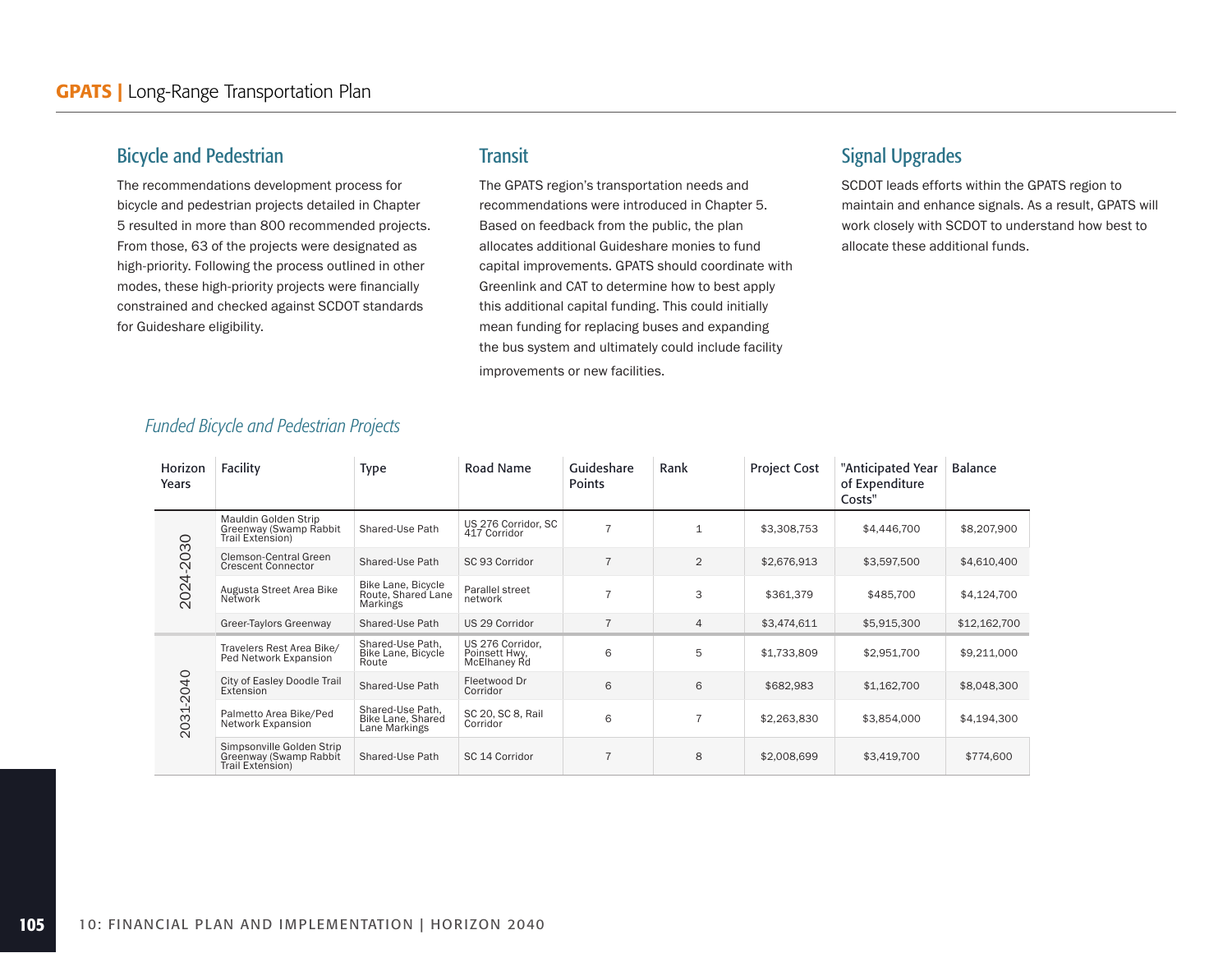## Bicycle and Pedestrian

The recommendations development process for bicycle and pedestrian projects detailed in Chapter 5 resulted in more than 800 recommended projects. From those, 63 of the projects were designated as high-priority. Following the process outlined in other modes, these high-priority projects were financially constrained and checked against SCDOT standards for Guideshare eligibility.

## Transit

The GPATS region's transportation needs and recommendations were introduced in Chapter 5. Based on feedback from the public, the plan allocates additional Guideshare monies to fund capital improvements. GPATS should coordinate with Greenlink and CAT to determine how to best apply this additional capital funding. This could initially mean funding for replacing buses and expanding the bus system and ultimately could include facility improvements or new facilities.

## Signal Upgrades

SCDOT leads efforts within the GPATS region to maintain and enhance signals. As a result, GPATS will work closely with SCDOT to understand how best to allocate these additional funds.

### *Funded Bicycle and Pedestrian Projects*

| Horizon Years | Facility | Type | Road Name | Guideshare Points | Rank | Project Cost | "Anticipated Year of Expenditure Costs" | Balance |
|---|---|---|---|---|---|---|---|---|
| 2024-2030 | Mauldin Golden Strip Greenway (Swamp Rabbit Trail Extension) | Shared-Use Path | US 276 Corridor, SC 417 Corridor | 7 | 1 | $3,308,753 | $4,446,700 | $8,207,900 |
| | Clemson-Central Green Crescent Connector | Shared-Use Path | SC 93 Corridor | 7 | 2 | $2,676,913 | $3,597,500 | $4,610,400 |
| | Augusta Street Area Bike Network | Bike Lane, Bicycle Route, Shared Lane Markings | Parallel street network | 7 | 3 | $361,379 | $485,700 | $4,124,700 |
| | Greer-Taylors Greenway | Shared-Use Path | US 29 Corridor | 7 | 4 | $3,474,611 | $5,915,300 | $12,162,700 |
| 2031-2040 | Travelers Rest Area Bike/Ped Network Expansion | Shared-Use Path, Bike Lane, Bicycle Route | US 276 Corridor, Poinsett Hwy, McElhaney Rd | 6 | 5 | $1,733,809 | $2,951,700 | $9,211,000 |
| | City of Easley Doodle Trail Extension | Shared-Use Path | Fleetwood Dr Corridor | 6 | 6 | $682,983 | $1,162,700 | $8,048,300 |
| | Palmetto Area Bike/Ped Network Expansion | Shared-Use Path, Bike Lane, Shared Lane Markings | SC 20, SC 8, Rail Corridor | 6 | 7 | $2,263,830 | $3,854,000 | $4,194,300 |
| | Simpsonville Golden Strip Greenway (Swamp Rabbit Trail Extension) | Shared-Use Path | SC 14 Corridor | 7 | 8 | $2,008,699 | $3,419,700 | $774,600 |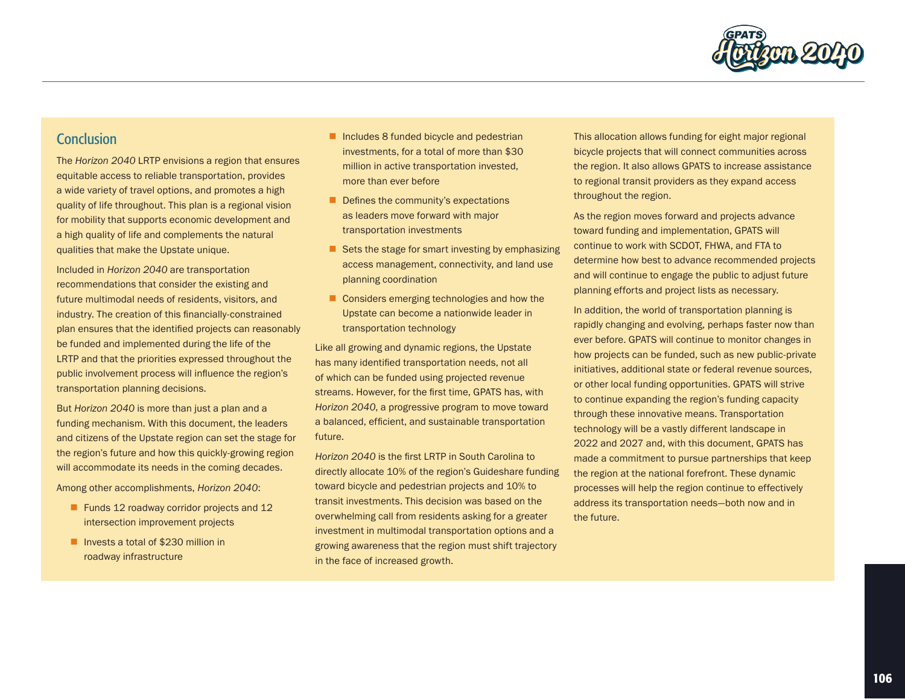## Conclusion

The *Horizon 2040* LRTP envisions a region that ensures equitable access to reliable transportation, provides a wide variety of travel options, and promotes a high quality of life throughout. This plan is a regional vision for mobility that supports economic development and a high quality of life and complements the natural qualities that make the Upstate unique.

Included in *Horizon 2040* are transportation recommendations that consider the existing and future multimodal needs of residents, visitors, and industry. The creation of this financially-constrained plan ensures that the identified projects can reasonably be funded and implemented during the life of the LRTP and that the priorities expressed throughout the public involvement process will influence the region's transportation planning decisions.

But *Horizon 2040* is more than just a plan and a funding mechanism. With this document, the leaders and citizens of the Upstate region can set the stage for the region's future and how this quickly-growing region will accommodate its needs in the coming decades.

Among other accomplishments, *Horizon 2040*:

- Funds 12 roadway corridor projects and 12 intersection improvement projects
- Invests a total of $230 million in roadway infrastructure
- Includes 8 funded bicycle and pedestrian investments, for a total of more than $30 million in active transportation invested, more than ever before
- Defines the community's expectations as leaders move forward with major transportation investments
- Sets the stage for smart investing by emphasizing access management, connectivity, and land use planning coordination
- Considers emerging technologies and how the Upstate can become a nationwide leader in transportation technology

Like all growing and dynamic regions, the Upstate has many identified transportation needs, not all of which can be funded using projected revenue streams. However, for the first time, GPATS has, with *Horizon 2040*, a progressive program to move toward a balanced, efficient, and sustainable transportation future.

*Horizon 2040* is the first LRTP in South Carolina to directly allocate 10% of the region's Guideshare funding toward bicycle and pedestrian projects and 10% to transit investments. This decision was based on the overwhelming call from residents asking for a greater investment in multimodal transportation options and a growing awareness that the region must shift trajectory in the face of increased growth.

This allocation allows funding for eight major regional bicycle projects that will connect communities across the region. It also allows GPATS to increase assistance to regional transit providers as they expand access throughout the region.

As the region moves forward and projects advance toward funding and implementation, GPATS will continue to work with SCDOT, FHWA, and FTA to determine how best to advance recommended projects and will continue to engage the public to adjust future planning efforts and project lists as necessary.

In addition, the world of transportation planning is rapidly changing and evolving, perhaps faster now than ever before. GPATS will continue to monitor changes in how projects can be funded, such as new public-private initiatives, additional state or federal revenue sources, or other local funding opportunities. GPATS will strive to continue expanding the region's funding capacity through these innovative means. Transportation technology will be a vastly different landscape in 2022 and 2027 and, with this document, GPATS has made a commitment to pursue partnerships that keep the region at the national forefront. These dynamic processes will help the region continue to effectively address its transportation needs—both now and in the future.